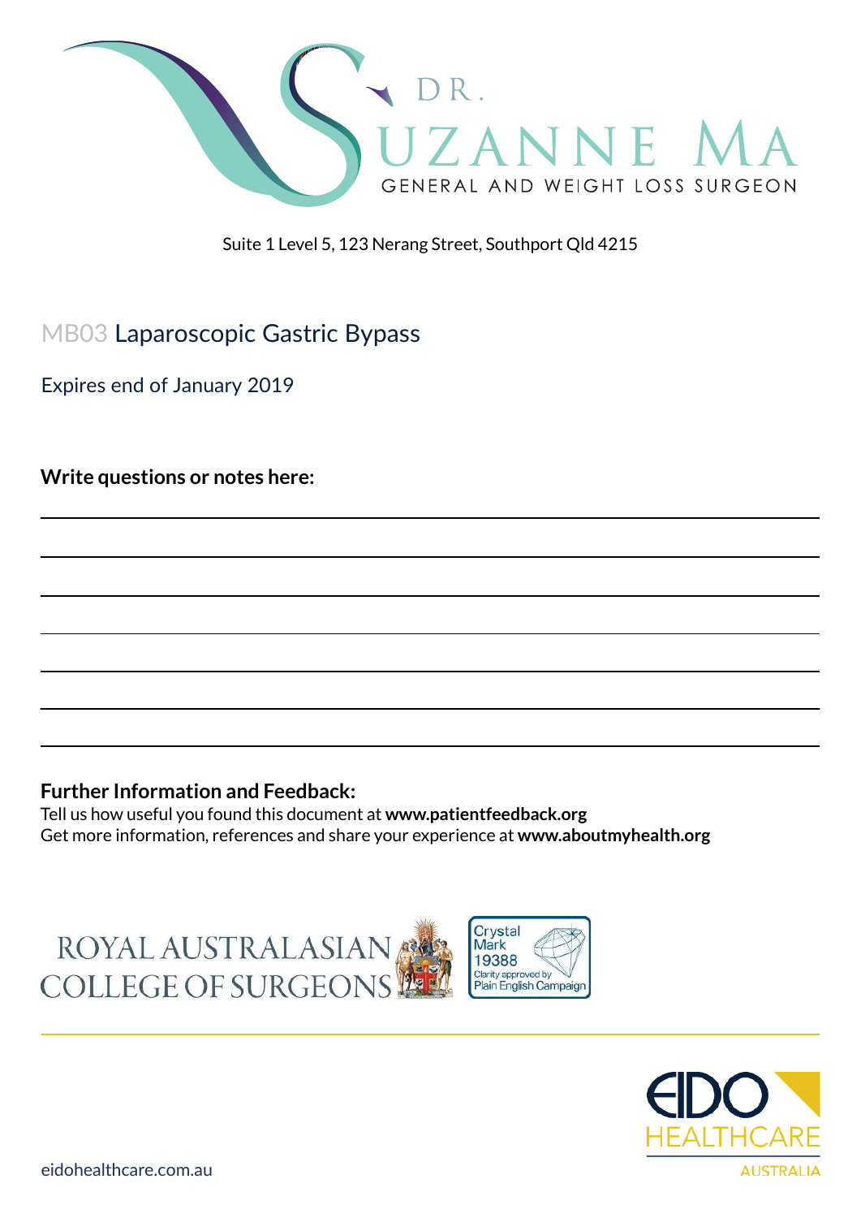DR. SUZANNE MA
GENERAL AND WEIGHT LOSS SURGEON

Suite 1 Level 5, 123 Nerang Street, Southport Qld 4215

# MB03 Laparoscopic Gastric Bypass

Expires end of January 2019

**Write questions or notes here:**

**Further Information and Feedback:**
Tell us how useful you found this document at **www.patientfeedback.org**
Get more information, references and share your experience at **www.aboutmyhealth.org**

ROYAL AUSTRALASIAN COLLEGE OF SURGEONS

Crystal Mark 19388 Clarity approved by Plain English Campaign

EIDO HEALTHCARE AUSTRALIA

eidohealthcare.com.au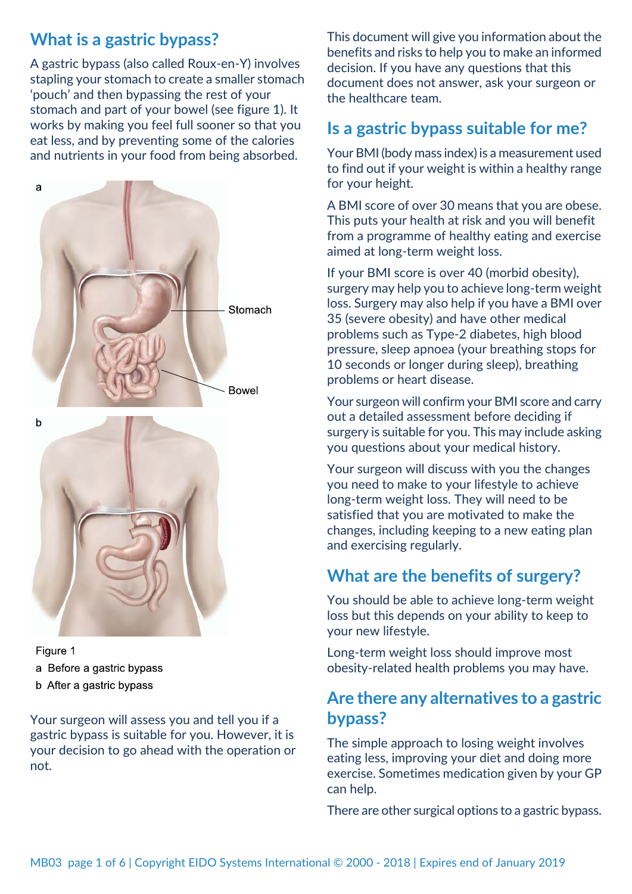## What is a gastric bypass?

A gastric bypass (also called Roux-en-Y) involves stapling your stomach to create a smaller stomach 'pouch' and then bypassing the rest of your stomach and part of your bowel (see figure 1). It works by making you feel full sooner so that you eat less, and by preventing some of the calories and nutrients in your food from being absorbed.

Figure 1
a Before a gastric bypass
b After a gastric bypass

Your surgeon will assess you and tell you if a gastric bypass is suitable for you. However, it is your decision to go ahead with the operation or not.

This document will give you information about the benefits and risks to help you to make an informed decision. If you have any questions that this document does not answer, ask your surgeon or the healthcare team.

## Is a gastric bypass suitable for me?

Your BMI (body mass index) is a measurement used to find out if your weight is within a healthy range for your height.

A BMI score of over 30 means that you are obese. This puts your health at risk and you will benefit from a programme of healthy eating and exercise aimed at long-term weight loss.

If your BMI score is over 40 (morbid obesity), surgery may help you to achieve long-term weight loss. Surgery may also help if you have a BMI over 35 (severe obesity) and have other medical problems such as Type-2 diabetes, high blood pressure, sleep apnoea (your breathing stops for 10 seconds or longer during sleep), breathing problems or heart disease.

Your surgeon will confirm your BMI score and carry out a detailed assessment before deciding if surgery is suitable for you. This may include asking you questions about your medical history.

Your surgeon will discuss with you the changes you need to make to your lifestyle to achieve long-term weight loss. They will need to be satisfied that you are motivated to make the changes, including keeping to a new eating plan and exercising regularly.

## What are the benefits of surgery?

You should be able to achieve long-term weight loss but this depends on your ability to keep to your new lifestyle.

Long-term weight loss should improve most obesity-related health problems you may have.

## Are there any alternatives to a gastric bypass?

The simple approach to losing weight involves eating less, improving your diet and doing more exercise. Sometimes medication given by your GP can help.

There are other surgical options to a gastric bypass.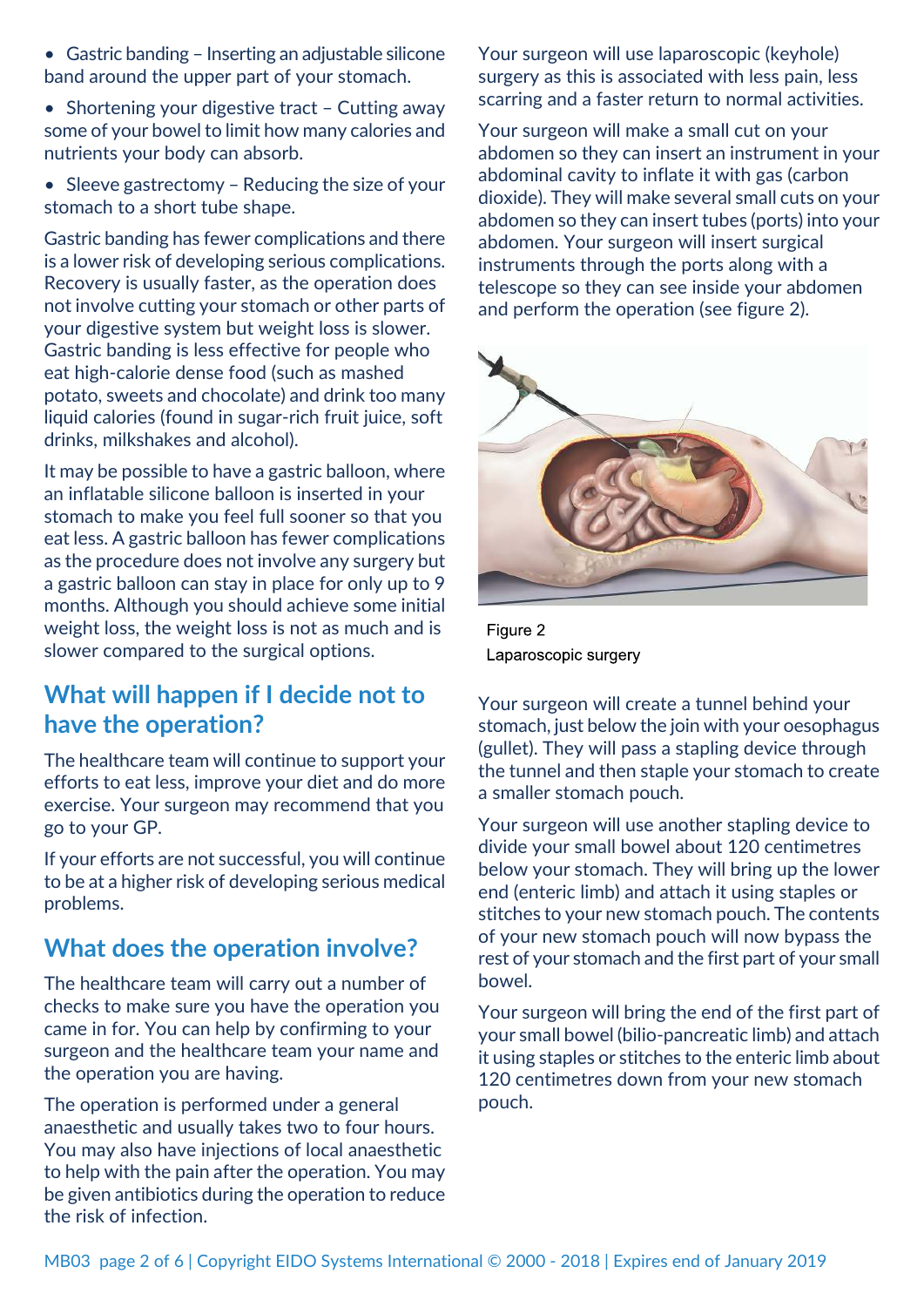- Gastric banding – Inserting an adjustable silicone band around the upper part of your stomach.
- Shortening your digestive tract – Cutting away some of your bowel to limit how many calories and nutrients your body can absorb.
- Sleeve gastrectomy – Reducing the size of your stomach to a short tube shape.

Gastric banding has fewer complications and there is a lower risk of developing serious complications. Recovery is usually faster, as the operation does not involve cutting your stomach or other parts of your digestive system but weight loss is slower. Gastric banding is less effective for people who eat high-calorie dense food (such as mashed potato, sweets and chocolate) and drink too many liquid calories (found in sugar-rich fruit juice, soft drinks, milkshakes and alcohol).

It may be possible to have a gastric balloon, where an inflatable silicone balloon is inserted in your stomach to make you feel full sooner so that you eat less. A gastric balloon has fewer complications as the procedure does not involve any surgery but a gastric balloon can stay in place for only up to 9 months. Although you should achieve some initial weight loss, the weight loss is not as much and is slower compared to the surgical options.

## What will happen if I decide not to have the operation?

The healthcare team will continue to support your efforts to eat less, improve your diet and do more exercise. Your surgeon may recommend that you go to your GP.

If your efforts are not successful, you will continue to be at a higher risk of developing serious medical problems.

## What does the operation involve?

The healthcare team will carry out a number of checks to make sure you have the operation you came in for. You can help by confirming to your surgeon and the healthcare team your name and the operation you are having.

The operation is performed under a general anaesthetic and usually takes two to four hours. You may also have injections of local anaesthetic to help with the pain after the operation. You may be given antibiotics during the operation to reduce the risk of infection.

Your surgeon will use laparoscopic (keyhole) surgery as this is associated with less pain, less scarring and a faster return to normal activities.

Your surgeon will make a small cut on your abdomen so they can insert an instrument in your abdominal cavity to inflate it with gas (carbon dioxide). They will make several small cuts on your abdomen so they can insert tubes (ports) into your abdomen. Your surgeon will insert surgical instruments through the ports along with a telescope so they can see inside your abdomen and perform the operation (see figure 2).

Figure 2
Laparoscopic surgery

Your surgeon will create a tunnel behind your stomach, just below the join with your oesophagus (gullet). They will pass a stapling device through the tunnel and then staple your stomach to create a smaller stomach pouch.

Your surgeon will use another stapling device to divide your small bowel about 120 centimetres below your stomach. They will bring up the lower end (enteric limb) and attach it using staples or stitches to your new stomach pouch. The contents of your new stomach pouch will now bypass the rest of your stomach and the first part of your small bowel.

Your surgeon will bring the end of the first part of your small bowel (bilio-pancreatic limb) and attach it using staples or stitches to the enteric limb about 120 centimetres down from your new stomach pouch.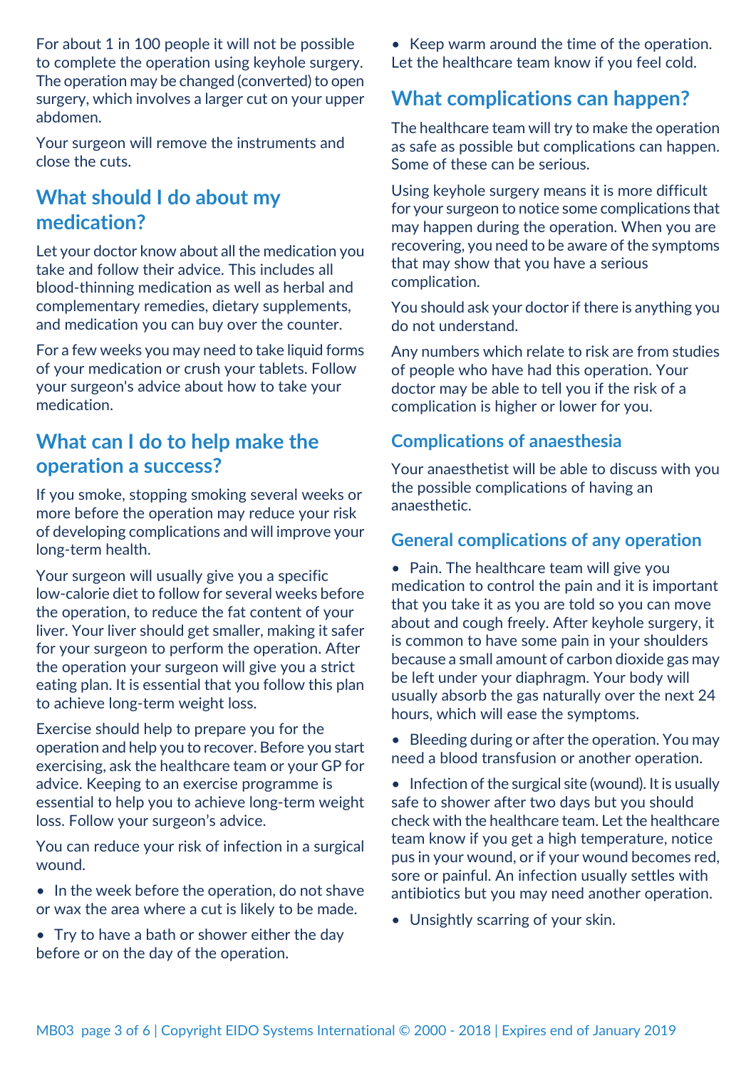For about 1 in 100 people it will not be possible to complete the operation using keyhole surgery. The operation may be changed (converted) to open surgery, which involves a larger cut on your upper abdomen.

Your surgeon will remove the instruments and close the cuts.

## What should I do about my medication?

Let your doctor know about all the medication you take and follow their advice. This includes all blood-thinning medication as well as herbal and complementary remedies, dietary supplements, and medication you can buy over the counter.

For a few weeks you may need to take liquid forms of your medication or crush your tablets. Follow your surgeon's advice about how to take your medication.

## What can I do to help make the operation a success?

If you smoke, stopping smoking several weeks or more before the operation may reduce your risk of developing complications and will improve your long-term health.

Your surgeon will usually give you a specific low-calorie diet to follow for several weeks before the operation, to reduce the fat content of your liver. Your liver should get smaller, making it safer for your surgeon to perform the operation. After the operation your surgeon will give you a strict eating plan. It is essential that you follow this plan to achieve long-term weight loss.

Exercise should help to prepare you for the operation and help you to recover. Before you start exercising, ask the healthcare team or your GP for advice. Keeping to an exercise programme is essential to help you to achieve long-term weight loss. Follow your surgeon's advice.

You can reduce your risk of infection in a surgical wound.

- In the week before the operation, do not shave or wax the area where a cut is likely to be made.
- Try to have a bath or shower either the day before or on the day of the operation.
- Keep warm around the time of the operation. Let the healthcare team know if you feel cold.

## What complications can happen?

The healthcare team will try to make the operation as safe as possible but complications can happen. Some of these can be serious.

Using keyhole surgery means it is more difficult for your surgeon to notice some complications that may happen during the operation. When you are recovering, you need to be aware of the symptoms that may show that you have a serious complication.

You should ask your doctor if there is anything you do not understand.

Any numbers which relate to risk are from studies of people who have had this operation. Your doctor may be able to tell you if the risk of a complication is higher or lower for you.

### Complications of anaesthesia

Your anaesthetist will be able to discuss with you the possible complications of having an anaesthetic.

### General complications of any operation

- Pain. The healthcare team will give you medication to control the pain and it is important that you take it as you are told so you can move about and cough freely. After keyhole surgery, it is common to have some pain in your shoulders because a small amount of carbon dioxide gas may be left under your diaphragm. Your body will usually absorb the gas naturally over the next 24 hours, which will ease the symptoms.
- Bleeding during or after the operation. You may need a blood transfusion or another operation.
- Infection of the surgical site (wound). It is usually safe to shower after two days but you should check with the healthcare team. Let the healthcare team know if you get a high temperature, notice pus in your wound, or if your wound becomes red, sore or painful. An infection usually settles with antibiotics but you may need another operation.
- Unsightly scarring of your skin.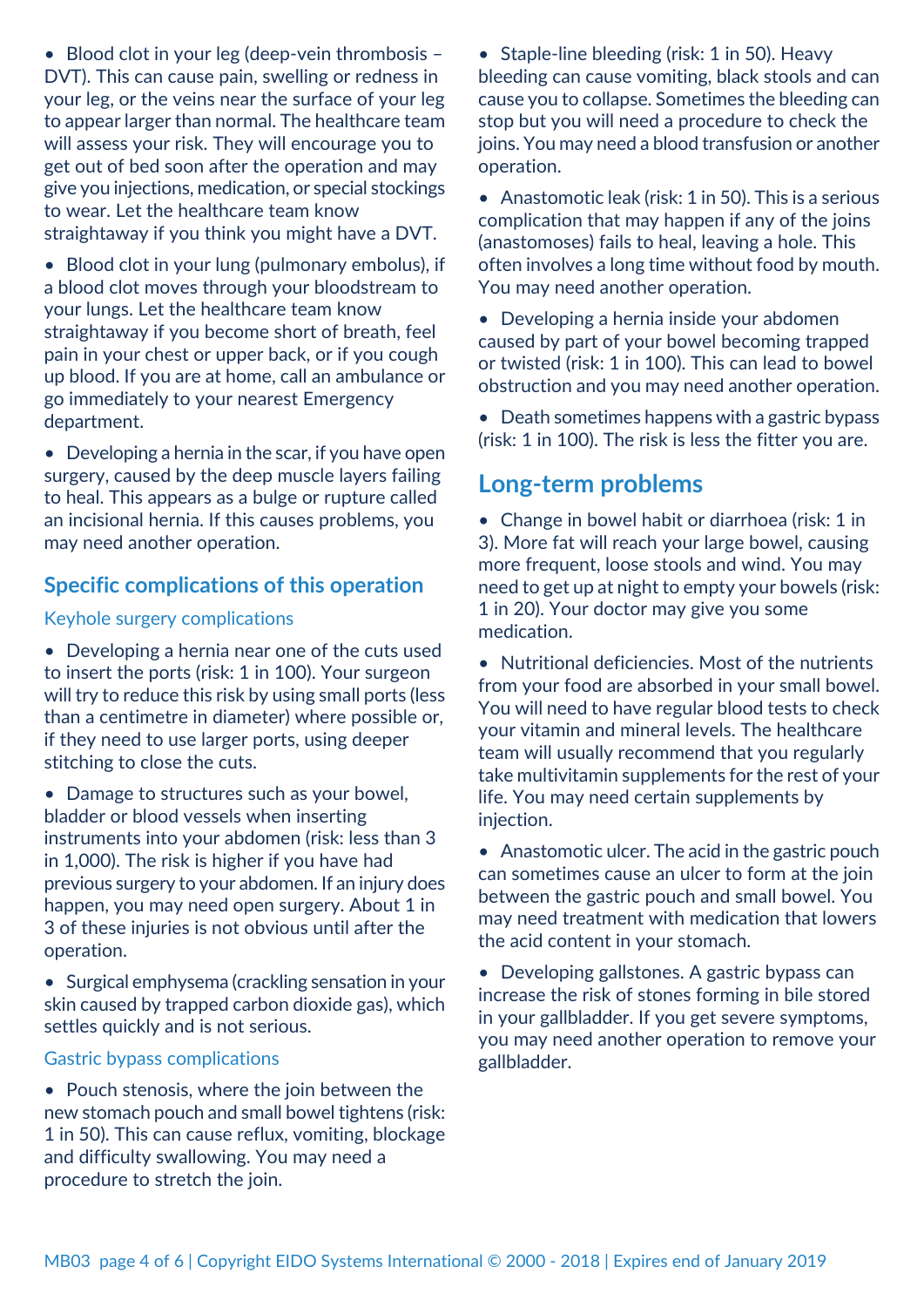- Blood clot in your leg (deep-vein thrombosis – DVT). This can cause pain, swelling or redness in your leg, or the veins near the surface of your leg to appear larger than normal. The healthcare team will assess your risk. They will encourage you to get out of bed soon after the operation and may give you injections, medication, or special stockings to wear. Let the healthcare team know straightaway if you think you might have a DVT.
- Blood clot in your lung (pulmonary embolus), if a blood clot moves through your bloodstream to your lungs. Let the healthcare team know straightaway if you become short of breath, feel pain in your chest or upper back, or if you cough up blood. If you are at home, call an ambulance or go immediately to your nearest Emergency department.
- Developing a hernia in the scar, if you have open surgery, caused by the deep muscle layers failing to heal. This appears as a bulge or rupture called an incisional hernia. If this causes problems, you may need another operation.

## Specific complications of this operation

### Keyhole surgery complications

- Developing a hernia near one of the cuts used to insert the ports (risk: 1 in 100). Your surgeon will try to reduce this risk by using small ports (less than a centimetre in diameter) where possible or, if they need to use larger ports, using deeper stitching to close the cuts.
- Damage to structures such as your bowel, bladder or blood vessels when inserting instruments into your abdomen (risk: less than 3 in 1,000). The risk is higher if you have had previous surgery to your abdomen. If an injury does happen, you may need open surgery. About 1 in 3 of these injuries is not obvious until after the operation.
- Surgical emphysema (crackling sensation in your skin caused by trapped carbon dioxide gas), which settles quickly and is not serious.

### Gastric bypass complications

- Pouch stenosis, where the join between the new stomach pouch and small bowel tightens (risk: 1 in 50). This can cause reflux, vomiting, blockage and difficulty swallowing. You may need a procedure to stretch the join.
- Staple-line bleeding (risk: 1 in 50). Heavy bleeding can cause vomiting, black stools and can cause you to collapse. Sometimes the bleeding can stop but you will need a procedure to check the joins. You may need a blood transfusion or another operation.
- Anastomotic leak (risk: 1 in 50). This is a serious complication that may happen if any of the joins (anastomoses) fails to heal, leaving a hole. This often involves a long time without food by mouth. You may need another operation.
- Developing a hernia inside your abdomen caused by part of your bowel becoming trapped or twisted (risk: 1 in 100). This can lead to bowel obstruction and you may need another operation.
- Death sometimes happens with a gastric bypass (risk: 1 in 100). The risk is less the fitter you are.

## Long-term problems

- Change in bowel habit or diarrhoea (risk: 1 in 3). More fat will reach your large bowel, causing more frequent, loose stools and wind. You may need to get up at night to empty your bowels (risk: 1 in 20). Your doctor may give you some medication.
- Nutritional deficiencies. Most of the nutrients from your food are absorbed in your small bowel. You will need to have regular blood tests to check your vitamin and mineral levels. The healthcare team will usually recommend that you regularly take multivitamin supplements for the rest of your life. You may need certain supplements by injection.
- Anastomotic ulcer. The acid in the gastric pouch can sometimes cause an ulcer to form at the join between the gastric pouch and small bowel. You may need treatment with medication that lowers the acid content in your stomach.
- Developing gallstones. A gastric bypass can increase the risk of stones forming in bile stored in your gallbladder. If you get severe symptoms, you may need another operation to remove your gallbladder.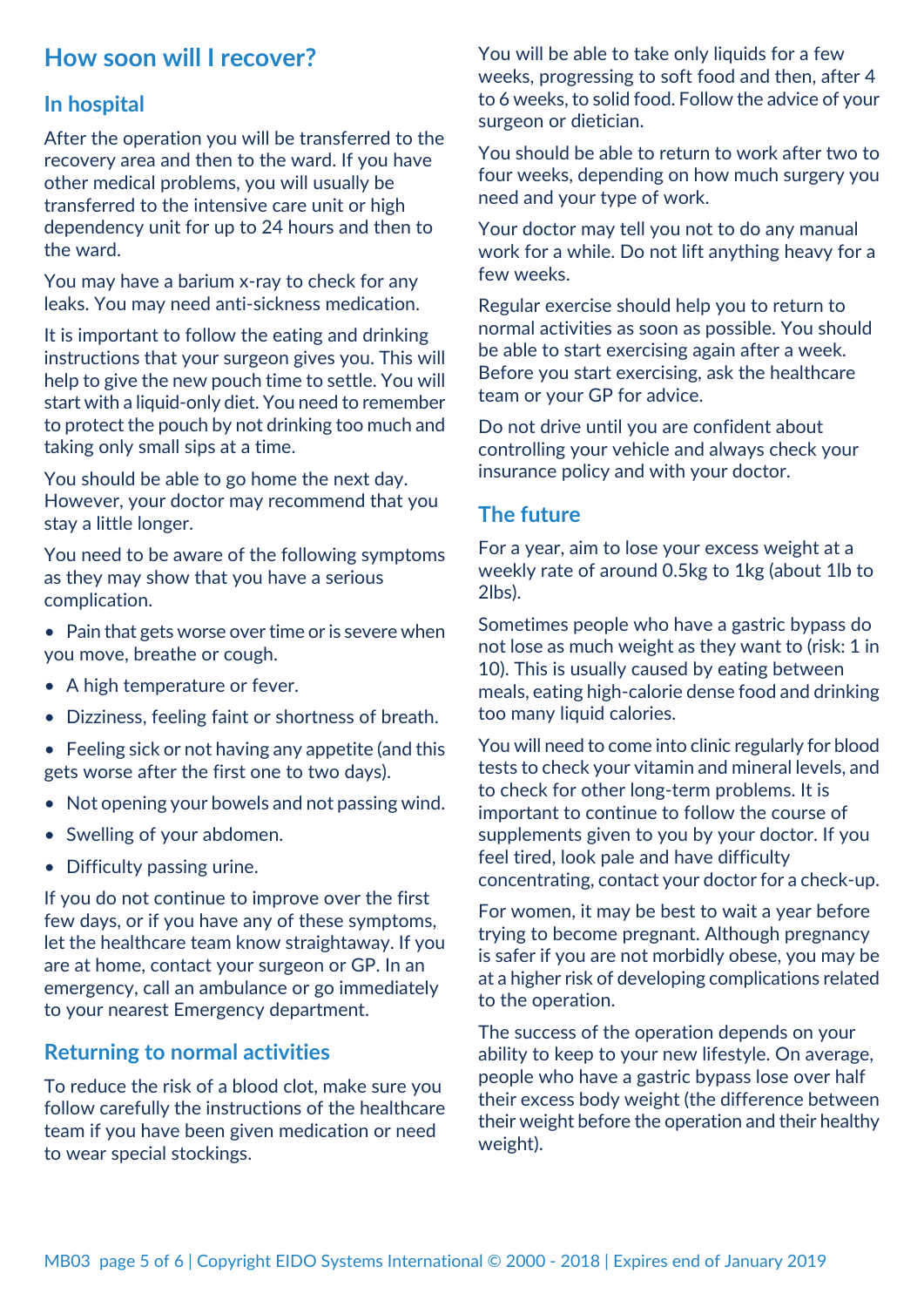## How soon will I recover?

### In hospital

After the operation you will be transferred to the recovery area and then to the ward. If you have other medical problems, you will usually be transferred to the intensive care unit or high dependency unit for up to 24 hours and then to the ward.

You may have a barium x-ray to check for any leaks. You may need anti-sickness medication.

It is important to follow the eating and drinking instructions that your surgeon gives you. This will help to give the new pouch time to settle. You will start with a liquid-only diet. You need to remember to protect the pouch by not drinking too much and taking only small sips at a time.

You should be able to go home the next day. However, your doctor may recommend that you stay a little longer.

You need to be aware of the following symptoms as they may show that you have a serious complication.

- Pain that gets worse over time or is severe when you move, breathe or cough.
- A high temperature or fever.
- Dizziness, feeling faint or shortness of breath.
- Feeling sick or not having any appetite (and this gets worse after the first one to two days).
- Not opening your bowels and not passing wind.
- Swelling of your abdomen.
- Difficulty passing urine.

If you do not continue to improve over the first few days, or if you have any of these symptoms, let the healthcare team know straightaway. If you are at home, contact your surgeon or GP. In an emergency, call an ambulance or go immediately to your nearest Emergency department.

### Returning to normal activities

To reduce the risk of a blood clot, make sure you follow carefully the instructions of the healthcare team if you have been given medication or need to wear special stockings.

You will be able to take only liquids for a few weeks, progressing to soft food and then, after 4 to 6 weeks, to solid food. Follow the advice of your surgeon or dietician.

You should be able to return to work after two to four weeks, depending on how much surgery you need and your type of work.

Your doctor may tell you not to do any manual work for a while. Do not lift anything heavy for a few weeks.

Regular exercise should help you to return to normal activities as soon as possible. You should be able to start exercising again after a week. Before you start exercising, ask the healthcare team or your GP for advice.

Do not drive until you are confident about controlling your vehicle and always check your insurance policy and with your doctor.

### The future

For a year, aim to lose your excess weight at a weekly rate of around 0.5kg to 1kg (about 1lb to 2lbs).

Sometimes people who have a gastric bypass do not lose as much weight as they want to (risk: 1 in 10). This is usually caused by eating between meals, eating high-calorie dense food and drinking too many liquid calories.

You will need to come into clinic regularly for blood tests to check your vitamin and mineral levels, and to check for other long-term problems. It is important to continue to follow the course of supplements given to you by your doctor. If you feel tired, look pale and have difficulty concentrating, contact your doctor for a check-up.

For women, it may be best to wait a year before trying to become pregnant. Although pregnancy is safer if you are not morbidly obese, you may be at a higher risk of developing complications related to the operation.

The success of the operation depends on your ability to keep to your new lifestyle. On average, people who have a gastric bypass lose over half their excess body weight (the difference between their weight before the operation and their healthy weight).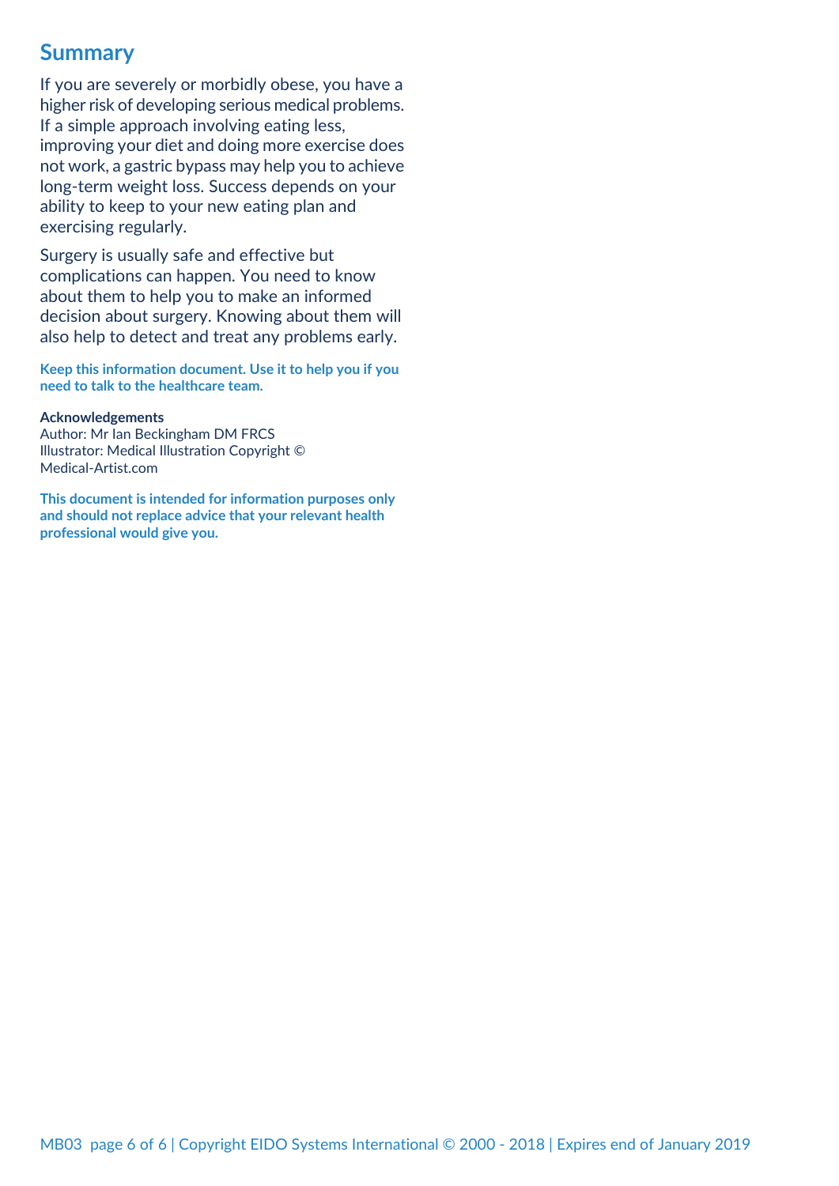## Summary

If you are severely or morbidly obese, you have a higher risk of developing serious medical problems. If a simple approach involving eating less, improving your diet and doing more exercise does not work, a gastric bypass may help you to achieve long-term weight loss. Success depends on your ability to keep to your new eating plan and exercising regularly.

Surgery is usually safe and effective but complications can happen. You need to know about them to help you to make an informed decision about surgery. Knowing about them will also help to detect and treat any problems early.

**Keep this information document. Use it to help you if you need to talk to the healthcare team.**

**Acknowledgements**
Author: Mr Ian Beckingham DM FRCS
Illustrator: Medical Illustration Copyright © Medical-Artist.com

**This document is intended for information purposes only and should not replace advice that your relevant health professional would give you.**